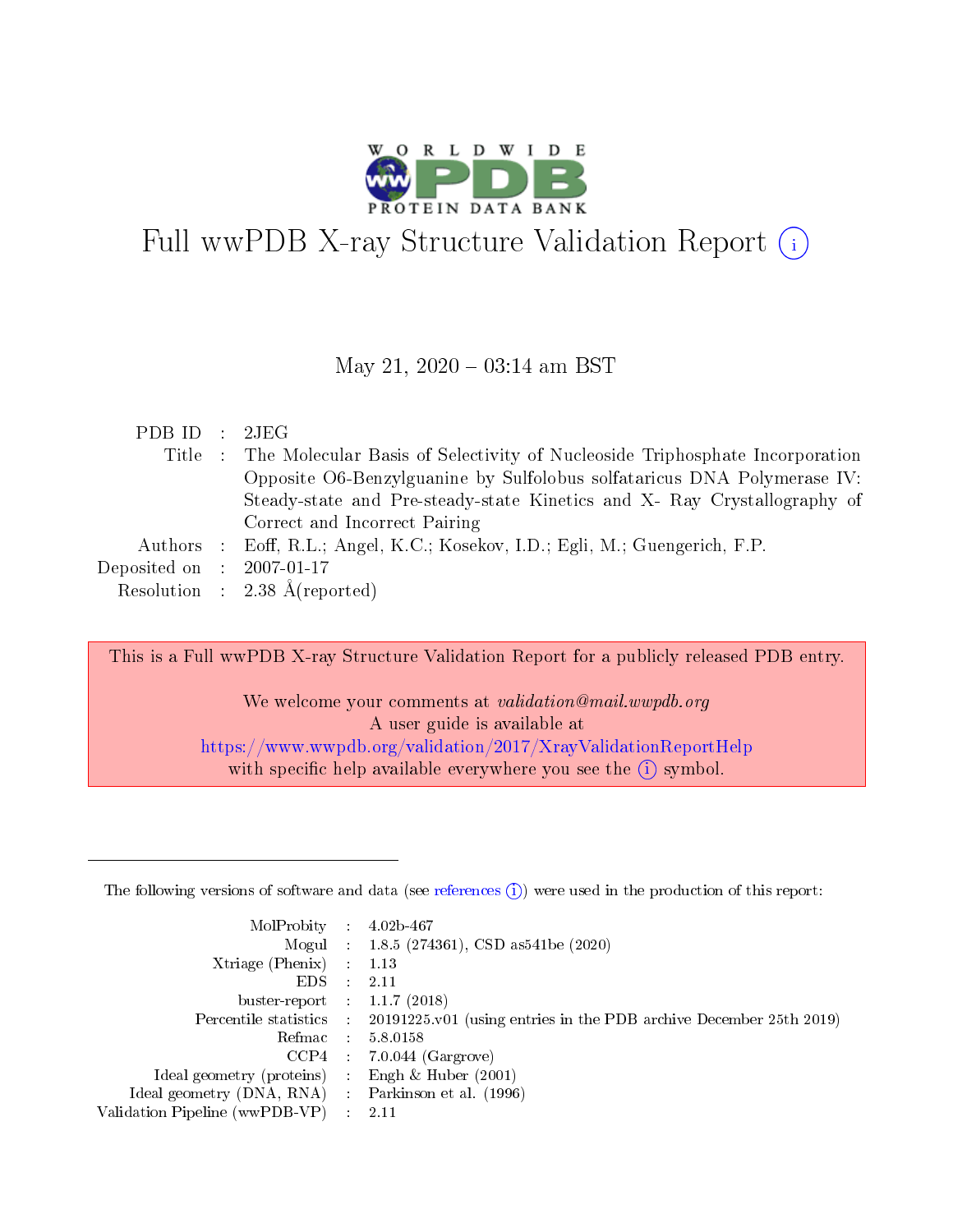# Full wwPDB X-ray Structure Validation Report (i)

May 21, 2020 – 03:14 am BST

| | | |
|---|---|---|
| PDB ID | : | 2JEG |
| Title | : | The Molecular Basis of Selectivity of Nucleoside Triphosphate Incorporation Opposite O6-Benzylguanine by Sulfolobus solfataricus DNA Polymerase IV: Steady-state and Pre-steady-state Kinetics and X- Ray Crystallography of Correct and Incorrect Pairing |
| Authors | : | Eoff, R.L.; Angel, K.C.; Kosekov, I.D.; Egli, M.; Guengerich, F.P. |
| Deposited on | : | 2007-01-17 |
| Resolution | : | 2.38 Å(reported) |

This is a Full wwPDB X-ray Structure Validation Report for a publicly released PDB entry.

We welcome your comments at *validation@mail.wwpdb.org*
A user guide is available at
https://www.wwpdb.org/validation/2017/XrayValidationReportHelp
with specific help available everywhere you see the (i) symbol.

---

The following versions of software and data (see references (i)) were used in the production of this report:

| | | |
|---|---|---|
| MolProbity | : | 4.02b-467 |
| Mogul | : | 1.8.5 (274361), CSD as541be (2020) |
| Xtriage (Phenix) | : | 1.13 |
| EDS | : | 2.11 |
| buster-report | : | 1.1.7 (2018) |
| Percentile statistics | : | 20191225.v01 (using entries in the PDB archive December 25th 2019) |
| Refmac | : | 5.8.0158 |
| CCP4 | : | 7.0.044 (Gargrove) |
| Ideal geometry (proteins) | : | Engh & Huber (2001) |
| Ideal geometry (DNA, RNA) | : | Parkinson et al. (1996) |
| Validation Pipeline (wwPDB-VP) | : | 2.11 |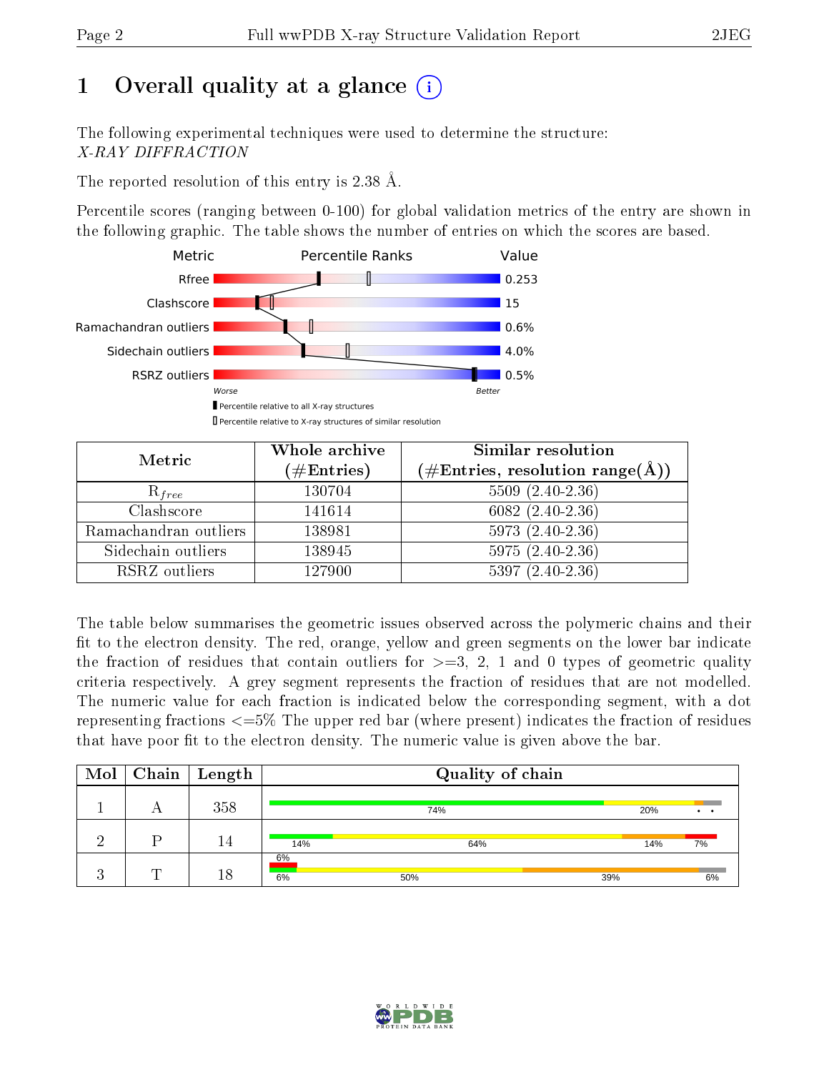# 1 Overall quality at a glance (i)

The following experimental techniques were used to determine the structure:
*X-RAY DIFFRACTION*

The reported resolution of this entry is 2.38 Å.

Percentile scores (ranging between 0-100) for global validation metrics of the entry are shown in the following graphic. The table shows the number of entries on which the scores are based.

| Metric | Value |
|---|---|
| Rfree | 0.253 |
| Clashscore | 15 |
| Ramachandran outliers | 0.6% |
| Sidechain outliers | 4.0% |
| RSRZ outliers | 0.5% |

Worse — Better

Percentile relative to all X-ray structures
Percentile relative to X-ray structures of similar resolution

| Metric | Whole archive (#Entries) | Similar resolution (#Entries, resolution range(Å)) |
|---|---|---|
| $R_{free}$ | 130704 | 5509 (2.40-2.36) |
| Clashscore | 141614 | 6082 (2.40-2.36) |
| Ramachandran outliers | 138981 | 5973 (2.40-2.36) |
| Sidechain outliers | 138945 | 5975 (2.40-2.36) |
| RSRZ outliers | 127900 | 5397 (2.40-2.36) |

The table below summarises the geometric issues observed across the polymeric chains and their fit to the electron density. The red, orange, yellow and green segments on the lower bar indicate the fraction of residues that contain outliers for >=3, 2, 1 and 0 types of geometric quality criteria respectively. A grey segment represents the fraction of residues that are not modelled. The numeric value for each fraction is indicated below the corresponding segment, with a dot representing fractions <=5% The upper red bar (where present) indicates the fraction of residues that have poor fit to the electron density. The numeric value is given above the bar.

| Mol | Chain | Length | Quality of chain |
|---|---|---|---|
| 1 | A | 358 | 74%, 20%, •, • |
| 2 | P | 14 | 14%, 64%, 14%, 7% |
| 3 | T | 18 | 6% (upper); 6%, 50%, 39%, 6% |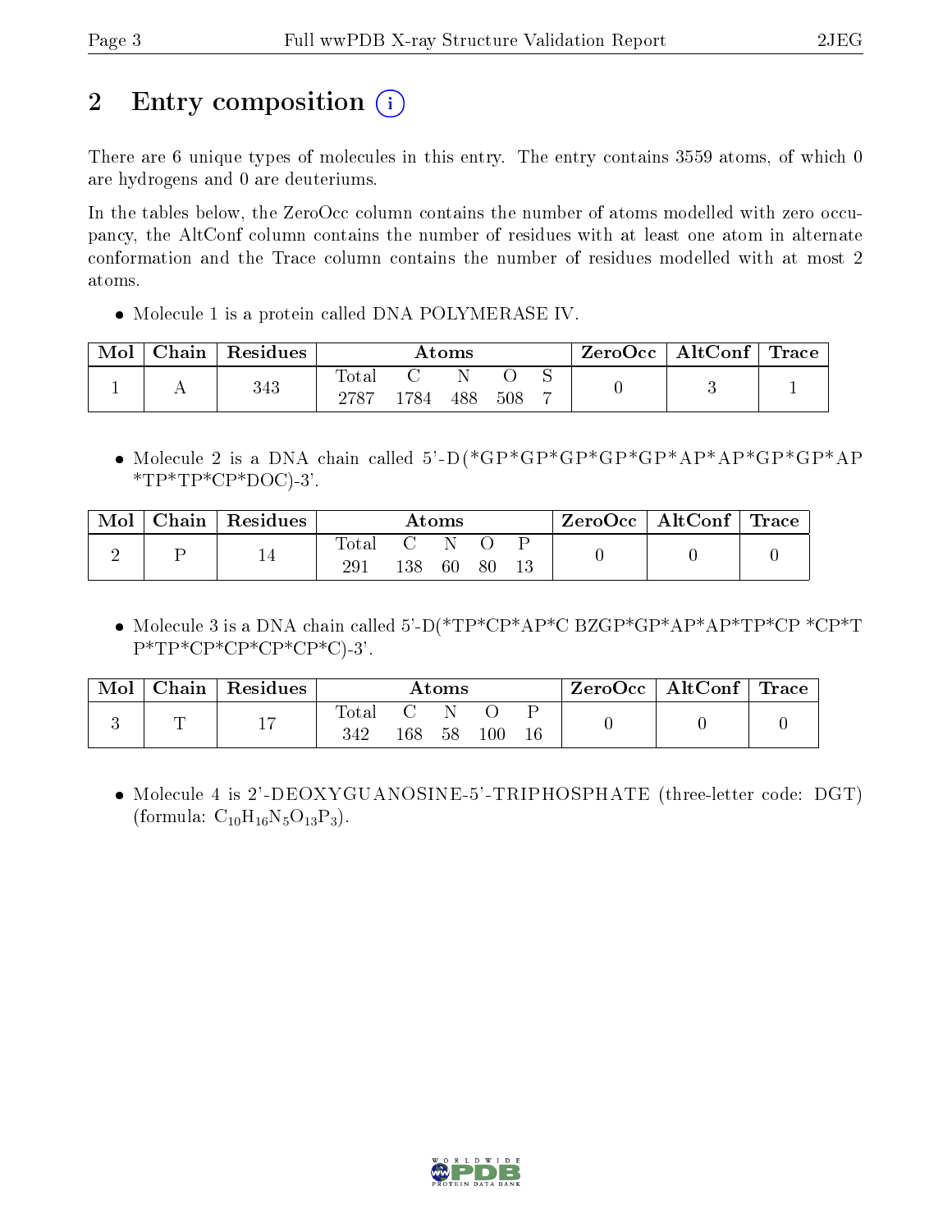# 2 Entry composition (i)

There are 6 unique types of molecules in this entry. The entry contains 3559 atoms, of which 0 are hydrogens and 0 are deuteriums.

In the tables below, the ZeroOcc column contains the number of atoms modelled with zero occupancy, the AltConf column contains the number of residues with at least one atom in alternate conformation and the Trace column contains the number of residues modelled with at most 2 atoms.

- Molecule 1 is a protein called DNA POLYMERASE IV.

| Mol | Chain | Residues | Atoms | | | | | ZeroOcc | AltConf | Trace |
|---|---|---|---|---|---|---|---|---|---|---|
| 1 | A | 343 | Total<br>2787 | C<br>1784 | N<br>488 | O<br>508 | S<br>7 | 0 | 3 | 1 |

- Molecule 2 is a DNA chain called 5'-D(*GP*GP*GP*GP*GP*AP*AP*GP*GP*AP *TP*TP*CP*DOC)-3'.

| Mol | Chain | Residues | Atoms | | | | | ZeroOcc | AltConf | Trace |
|---|---|---|---|---|---|---|---|---|---|---|
| 2 | P | 14 | Total<br>291 | C<br>138 | N<br>60 | O<br>80 | P<br>13 | 0 | 0 | 0 |

- Molecule 3 is a DNA chain called 5'-D(*TP*CP*AP*C BZGP*GP*AP*AP*TP*CP *CP*TP*TP*CP*CP*CP*CP*C)-3'.

| Mol | Chain | Residues | Atoms | | | | | ZeroOcc | AltConf | Trace |
|---|---|---|---|---|---|---|---|---|---|---|
| 3 | T | 17 | Total<br>342 | C<br>168 | N<br>58 | O<br>100 | P<br>16 | 0 | 0 | 0 |

- Molecule 4 is 2'-DEOXYGUANOSINE-5'-TRIPHOSPHATE (three-letter code: DGT) (formula: $C_{10}H_{16}N_5O_{13}P_3$).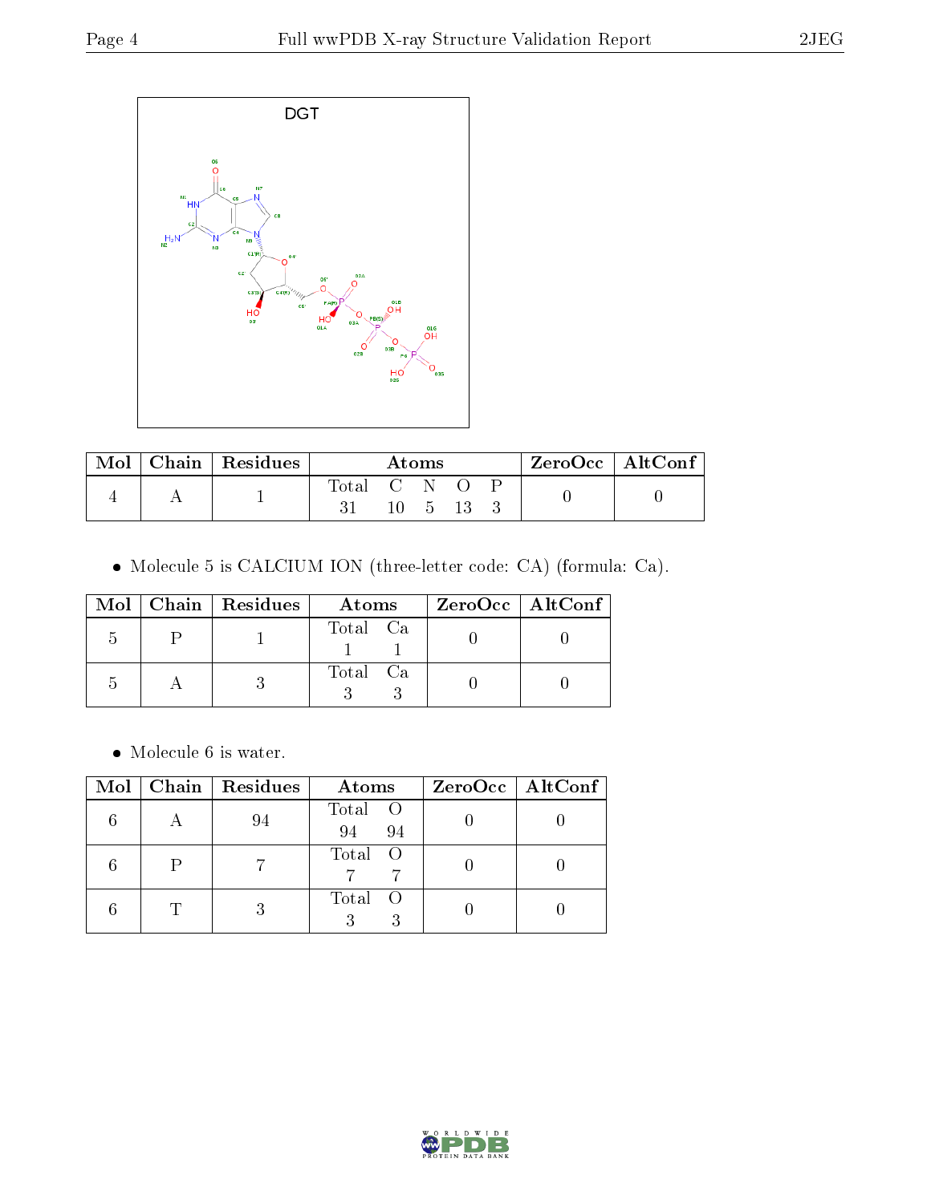DGT

| Mol | Chain | Residues | Atoms | | | | | ZeroOcc | AltConf |
|---|---|---|---|---|---|---|---|---|---|
| | | | Total | C | N | O | P | | |
| 4 | A | 1 | 31 | 10 | 5 | 13 | 3 | 0 | 0 |

- Molecule 5 is CALCIUM ION (three-letter code: CA) (formula: Ca).

| Mol | Chain | Residues | Atoms | | ZeroOcc | AltConf |
|---|---|---|---|---|---|---|
| | | | Total | Ca | | |
| 5 | P | 1 | 1 | 1 | 0 | 0 |
| 5 | A | 3 | 3 | 3 | 0 | 0 |

- Molecule 6 is water.

| Mol | Chain | Residues | Atoms | | ZeroOcc | AltConf |
|---|---|---|---|---|---|---|
| | | | Total | O | | |
| 6 | A | 94 | 94 | 94 | 0 | 0 |
| 6 | P | 7 | 7 | 7 | 0 | 0 |
| 6 | T | 3 | 3 | 3 | 0 | 0 |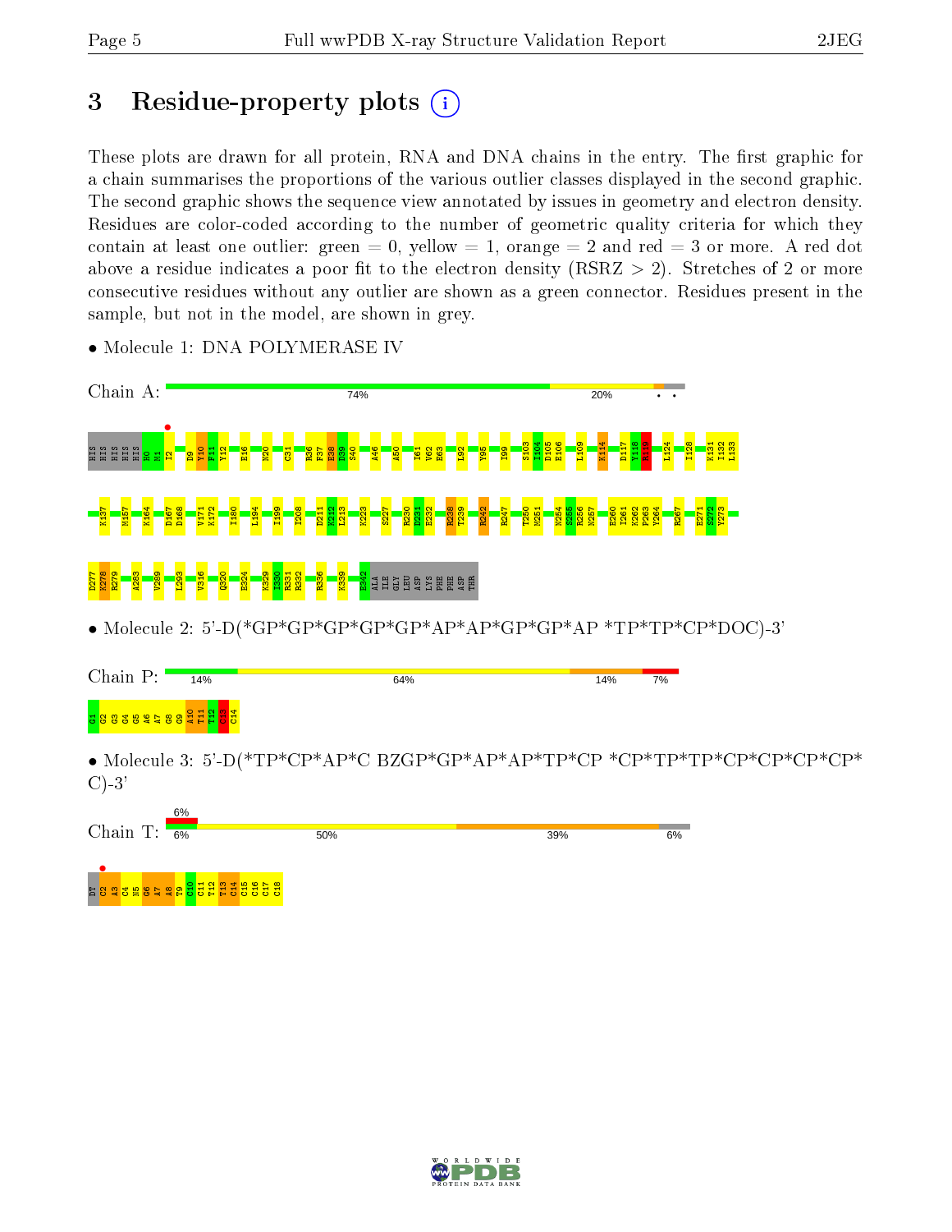# 3 Residue-property plots

These plots are drawn for all protein, RNA and DNA chains in the entry. The first graphic for a chain summarises the proportions of the various outlier classes displayed in the second graphic. The second graphic shows the sequence view annotated by issues in geometry and electron density. Residues are color-coded according to the number of geometric quality criteria for which they contain at least one outlier: green = 0, yellow = 1, orange = 2 and red = 3 or more. A red dot above a residue indicates a poor fit to the electron density (RSRZ > 2). Stretches of 2 or more consecutive residues without any outlier are shown as a green connector. Residues present in the sample, but not in the model, are shown in grey.

- Molecule 1: DNA POLYMERASE IV

Chain A: 74% 20%

HIS HIS HIS HIS HIS H0 M1 I2 D9 Y10 F11 Y12 E16 N20 C31 R36 F37 E38 D39 S40 A46 A50 I61 V62 E63 L92 Y95 I99 S103 I104 D105 E106 L109 K114 D117 Y118 K119 L124 I128 K131 I132 L133 K137 M157 K164 D167 D168 V171 K172 I180 L194 I199 I208 D211 K212 L213 K223 S227 R230 D231 E232 R238 T239 R242 R247 T250 M251 N254 S255 R256 N257 E260 I261 K262 P263 Y264 R267 E271 S272 Y273 D277 K278 R279 A283 V289 L293 V316 Q320 E324 K329 I330 R331 R332 R336 K339 E342 ALA ILE GLY LEU ASP LYS PHE PHE ASP THR

- Molecule 2: 5'-D(*GP*GP*GP*GP*GP*AP*AP*GP*GP*AP *TP*TP*CP*DOC)-3'

Chain P: 14% 64% 14% 7%

G1 G2 G3 G4 G5 A6 A7 G8 G9 A10 T11 T12 C13 C14

- Molecule 3: 5'-D(*TP*CP*AP*C BZGP*GP*AP*AP*TP*CP *CP*TP*TP*CP*CP*CP*CP* C)-3'

Chain T: 6% 6% 50% 39% 6%

DT C2 A3 C4 N5 G6 A7 A8 T9 C10 C11 T12 T13 C14 C15 C16 C17 C18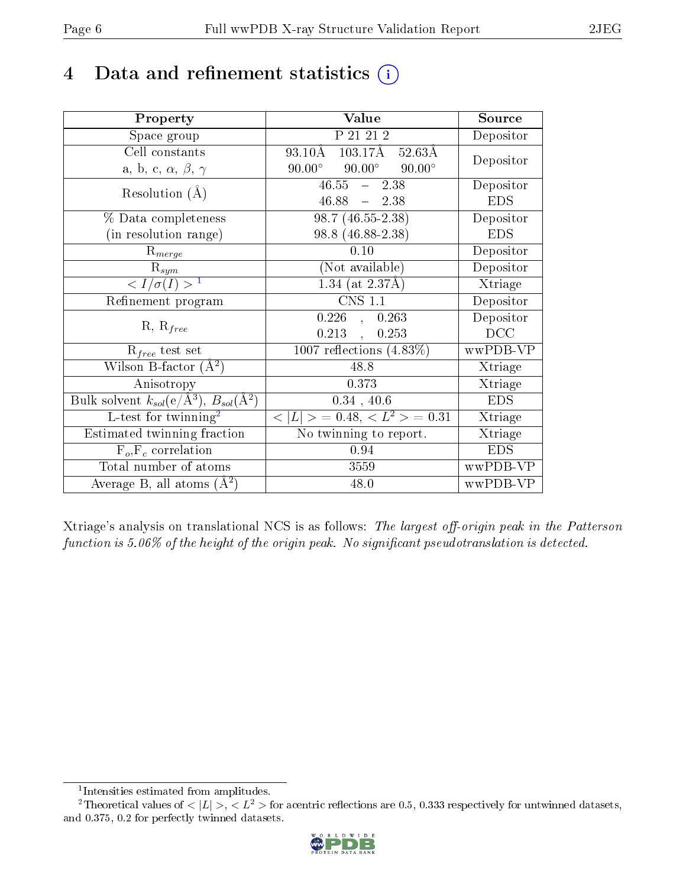# 4 Data and refinement statistics (i)

| Property | Value | Source |
|---|---|---|
| Space group | P 21 21 2 | Depositor |
| Cell constants<br>a, b, c, $\alpha$, $\beta$, $\gamma$ | 93.10Å 103.17Å 52.63Å<br>90.00° 90.00° 90.00° | Depositor |
| Resolution (Å) | 46.55 – 2.38<br>46.88 – 2.38 | Depositor<br>EDS |
| % Data completeness<br>(in resolution range) | 98.7 (46.55-2.38)<br>98.8 (46.88-2.38) | Depositor<br>EDS |
| $R_{merge}$ | 0.10 | Depositor |
| $R_{sym}$ | (Not available) | Depositor |
| $< I/\sigma(I) >$ [1] | 1.34 (at 2.37Å) | Xtriage |
| Refinement program | CNS 1.1 | Depositor |
| R, $R_{free}$ | 0.226 , 0.263<br>0.213 , 0.253 | Depositor<br>DCC |
| $R_{free}$ test set | 1007 reflections (4.83%) | wwPDB-VP |
| Wilson B-factor ($Å^2$) | 48.8 | Xtriage |
| Anisotropy | 0.373 | Xtriage |
| Bulk solvent $k_{sol}$(e/$Å^3$), $B_{sol}$($Å^2$) | 0.34 , 40.6 | EDS |
| L-test for twinning[2] | $< \|L\| >$ = 0.48, $< L^2 >$ = 0.31 | Xtriage |
| Estimated twinning fraction | No twinning to report. | Xtriage |
| $F_o$,$F_c$ correlation | 0.94 | EDS |
| Total number of atoms | 3559 | wwPDB-VP |
| Average B, all atoms ($Å^2$) | 48.0 | wwPDB-VP |

Xtriage's analysis on translational NCS is as follows: *The largest off-origin peak in the Patterson function is 5.06% of the height of the origin peak. No significant pseudotranslation is detected.*

[1] Intensities estimated from amplitudes.

[2] Theoretical values of $< |L| >$, $< L^2 >$ for acentric reflections are 0.5, 0.333 respectively for untwinned datasets, and 0.375, 0.2 for perfectly twinned datasets.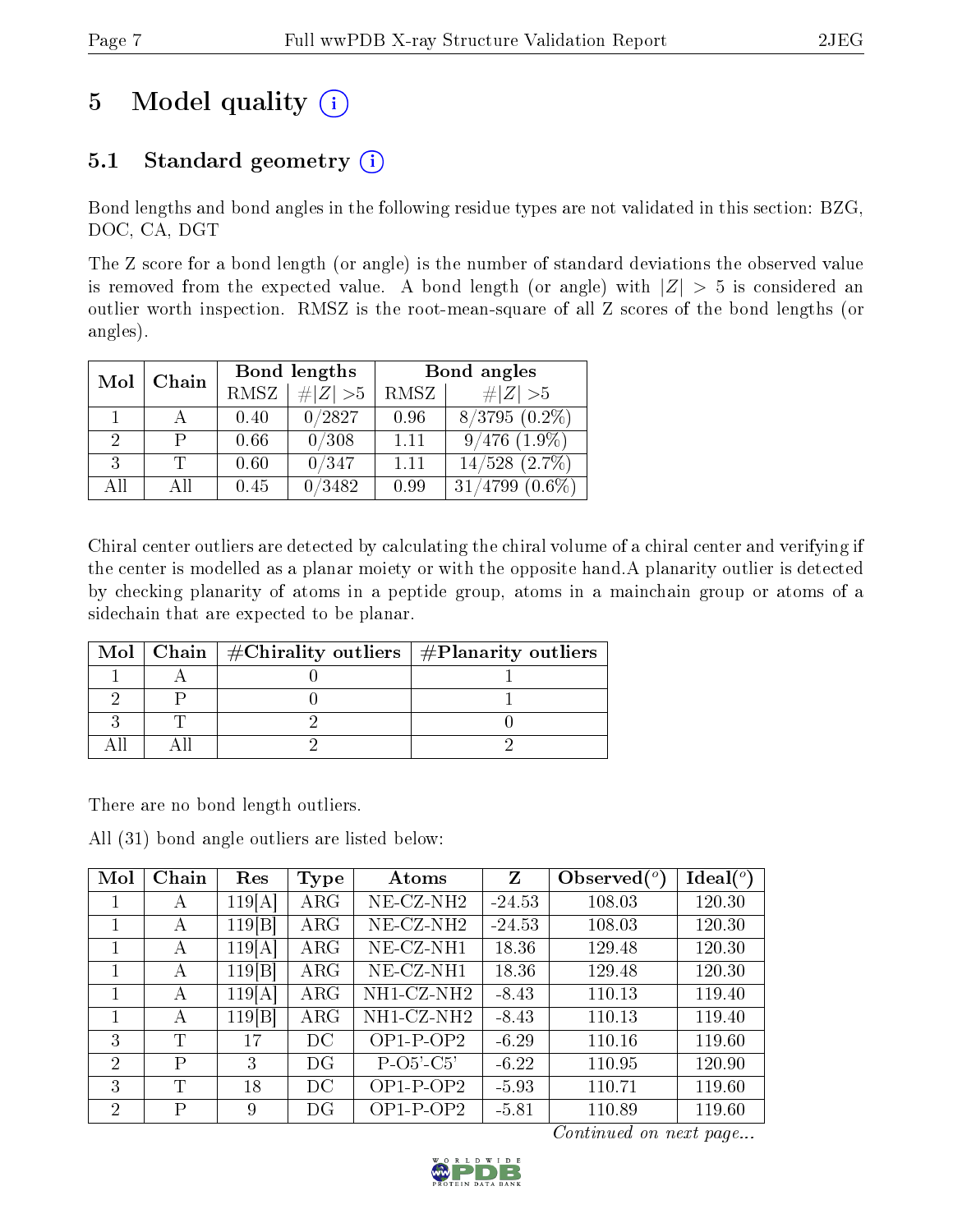# 5 Model quality (i)

## 5.1 Standard geometry (i)

Bond lengths and bond angles in the following residue types are not validated in this section: BZG, DOC, CA, DGT

The Z score for a bond length (or angle) is the number of standard deviations the observed value is removed from the expected value. A bond length (or angle) with $|Z| > 5$ is considered an outlier worth inspection. RMSZ is the root-mean-square of all Z scores of the bond lengths (or angles).

| Mol | Chain | Bond lengths | | Bond angles | |
|---|---|---|---|---|---|
| | | RMSZ | $\#\|Z\| > 5$ | RMSZ | $\#\|Z\| > 5$ |
| 1 | A | 0.40 | 0/2827 | 0.96 | 8/3795 (0.2%) |
| 2 | P | 0.66 | 0/308 | 1.11 | 9/476 (1.9%) |
| 3 | T | 0.60 | 0/347 | 1.11 | 14/528 (2.7%) |
| All | All | 0.45 | 0/3482 | 0.99 | 31/4799 (0.6%) |

Chiral center outliers are detected by calculating the chiral volume of a chiral center and verifying if the center is modelled as a planar moiety or with the opposite hand.A planarity outlier is detected by checking planarity of atoms in a peptide group, atoms in a mainchain group or atoms of a sidechain that are expected to be planar.

| Mol | Chain | #Chirality outliers | #Planarity outliers |
|---|---|---|---|
| 1 | A | 0 | 1 |
| 2 | P | 0 | 1 |
| 3 | T | 2 | 0 |
| All | All | 2 | 2 |

There are no bond length outliers.

All (31) bond angle outliers are listed below:

| Mol | Chain | Res | Type | Atoms | Z | Observed(°) | Ideal(°) |
|---|---|---|---|---|---|---|---|
| 1 | A | 119[A] | ARG | NE-CZ-NH2 | -24.53 | 108.03 | 120.30 |
| 1 | A | 119[B] | ARG | NE-CZ-NH2 | -24.53 | 108.03 | 120.30 |
| 1 | A | 119[A] | ARG | NE-CZ-NH1 | 18.36 | 129.48 | 120.30 |
| 1 | A | 119[B] | ARG | NE-CZ-NH1 | 18.36 | 129.48 | 120.30 |
| 1 | A | 119[A] | ARG | NH1-CZ-NH2 | -8.43 | 110.13 | 119.40 |
| 1 | A | 119[B] | ARG | NH1-CZ-NH2 | -8.43 | 110.13 | 119.40 |
| 3 | T | 17 | DC | OP1-P-OP2 | -6.29 | 110.16 | 119.60 |
| 2 | P | 3 | DG | P-O5'-C5' | -6.22 | 110.95 | 120.90 |
| 3 | T | 18 | DC | OP1-P-OP2 | -5.93 | 110.71 | 119.60 |
| 2 | P | 9 | DG | OP1-P-OP2 | -5.81 | 110.89 | 119.60 |

*Continued on next page...*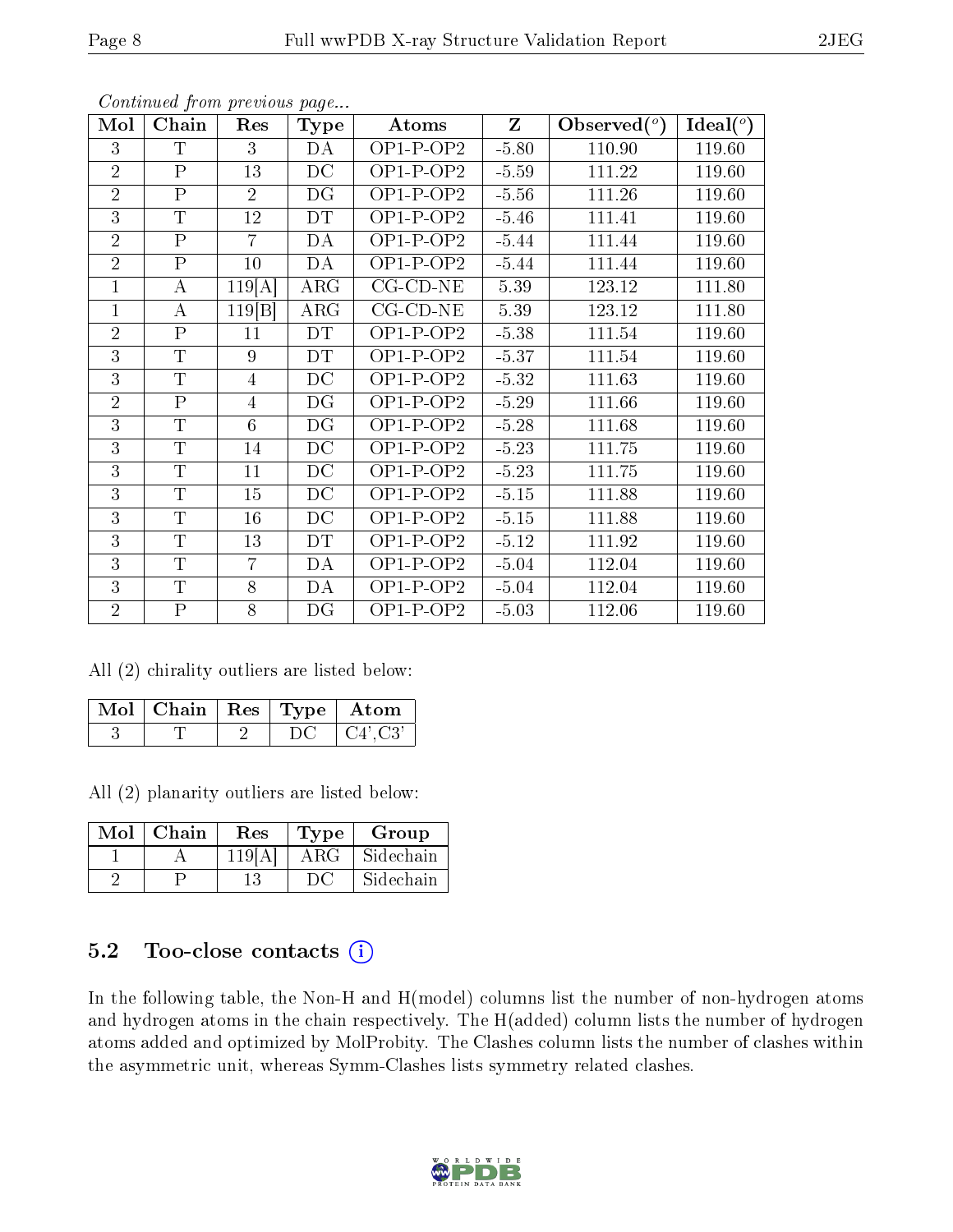*Continued from previous page...*

| Mol | Chain | Res | Type | Atoms | Z | Observed(°) | Ideal(°) |
|---|---|---|---|---|---|---|---|
| 3 | T | 3 | DA | OP1-P-OP2 | -5.80 | 110.90 | 119.60 |
| 2 | P | 13 | DC | OP1-P-OP2 | -5.59 | 111.22 | 119.60 |
| 2 | P | 2 | DG | OP1-P-OP2 | -5.56 | 111.26 | 119.60 |
| 3 | T | 12 | DT | OP1-P-OP2 | -5.46 | 111.41 | 119.60 |
| 2 | P | 7 | DA | OP1-P-OP2 | -5.44 | 111.44 | 119.60 |
| 2 | P | 10 | DA | OP1-P-OP2 | -5.44 | 111.44 | 119.60 |
| 1 | A | 119[A] | ARG | CG-CD-NE | 5.39 | 123.12 | 111.80 |
| 1 | A | 119[B] | ARG | CG-CD-NE | 5.39 | 123.12 | 111.80 |
| 2 | P | 11 | DT | OP1-P-OP2 | -5.38 | 111.54 | 119.60 |
| 3 | T | 9 | DT | OP1-P-OP2 | -5.37 | 111.54 | 119.60 |
| 3 | T | 4 | DC | OP1-P-OP2 | -5.32 | 111.63 | 119.60 |
| 2 | P | 4 | DG | OP1-P-OP2 | -5.29 | 111.66 | 119.60 |
| 3 | T | 6 | DG | OP1-P-OP2 | -5.28 | 111.68 | 119.60 |
| 3 | T | 14 | DC | OP1-P-OP2 | -5.23 | 111.75 | 119.60 |
| 3 | T | 11 | DC | OP1-P-OP2 | -5.23 | 111.75 | 119.60 |
| 3 | T | 15 | DC | OP1-P-OP2 | -5.15 | 111.88 | 119.60 |
| 3 | T | 16 | DC | OP1-P-OP2 | -5.15 | 111.88 | 119.60 |
| 3 | T | 13 | DT | OP1-P-OP2 | -5.12 | 111.92 | 119.60 |
| 3 | T | 7 | DA | OP1-P-OP2 | -5.04 | 112.04 | 119.60 |
| 3 | T | 8 | DA | OP1-P-OP2 | -5.04 | 112.04 | 119.60 |
| 2 | P | 8 | DG | OP1-P-OP2 | -5.03 | 112.06 | 119.60 |

All (2) chirality outliers are listed below:

| Mol | Chain | Res | Type | Atom |
|---|---|---|---|---|
| 3 | T | 2 | DC | C4',C3' |

All (2) planarity outliers are listed below:

| Mol | Chain | Res | Type | Group |
|---|---|---|---|---|
| 1 | A | 119[A] | ARG | Sidechain |
| 2 | P | 13 | DC | Sidechain |

## 5.2 Too-close contacts

In the following table, the Non-H and H(model) columns list the number of non-hydrogen atoms and hydrogen atoms in the chain respectively. The H(added) column lists the number of hydrogen atoms added and optimized by MolProbity. The Clashes column lists the number of clashes within the asymmetric unit, whereas Symm-Clashes lists symmetry related clashes.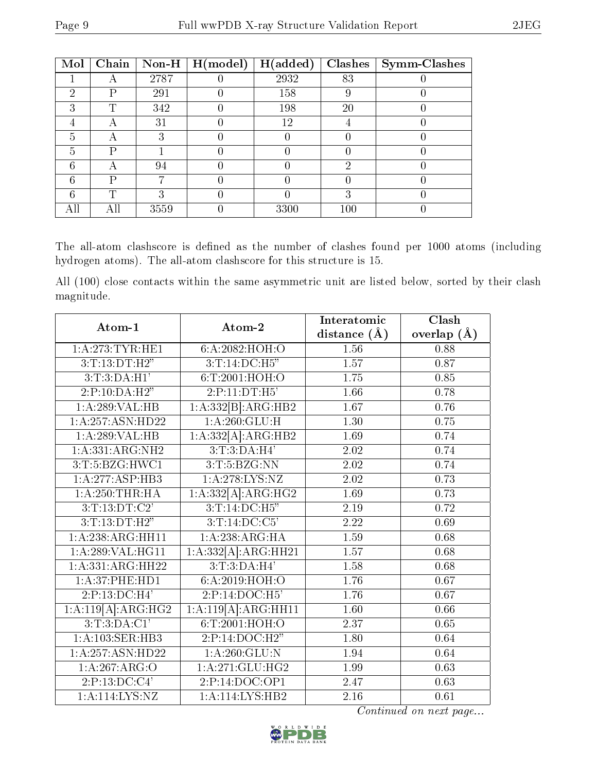| Mol | Chain | Non-H | H(model) | H(added) | Clashes | Symm-Clashes |
|---|---|---|---|---|---|---|
| 1 | A | 2787 | 0 | 2932 | 83 | 0 |
| 2 | P | 291 | 0 | 158 | 9 | 0 |
| 3 | T | 342 | 0 | 198 | 20 | 0 |
| 4 | A | 31 | 0 | 12 | 4 | 0 |
| 5 | A | 3 | 0 | 0 | 0 | 0 |
| 5 | P | 1 | 0 | 0 | 0 | 0 |
| 6 | A | 94 | 0 | 0 | 2 | 0 |
| 6 | P | 7 | 0 | 0 | 0 | 0 |
| 6 | T | 3 | 0 | 0 | 3 | 0 |
| All | All | 3559 | 0 | 3300 | 100 | 0 |

The all-atom clashscore is defined as the number of clashes found per 1000 atoms (including hydrogen atoms). The all-atom clashscore for this structure is 15.

All (100) close contacts within the same asymmetric unit are listed below, sorted by their clash magnitude.

| Atom-1 | Atom-2 | Interatomic distance (Å) | Clash overlap (Å) |
|---|---|---|---|
| 1:A:273:TYR:HE1 | 6:A:2082:HOH:O | 1.56 | 0.88 |
| 3:T:13:DT:H2" | 3:T:14:DC:H5" | 1.57 | 0.87 |
| 3:T:3:DA:H1' | 6:T:2001:HOH:O | 1.75 | 0.85 |
| 2:P:10:DA:H2" | 2:P:11:DT:H5' | 1.66 | 0.78 |
| 1:A:289:VAL:HB | 1:A:332[B]:ARG:HB2 | 1.67 | 0.76 |
| 1:A:257:ASN:HD22 | 1:A:260:GLU:H | 1.30 | 0.75 |
| 1:A:289:VAL:HB | 1:A:332[A]:ARG:HB2 | 1.69 | 0.74 |
| 1:A:331:ARG:NH2 | 3:T:3:DA:H4' | 2.02 | 0.74 |
| 3:T:5:BZG:HWC1 | 3:T:5:BZG:NN | 2.02 | 0.74 |
| 1:A:277:ASP:HB3 | 1:A:278:LYS:NZ | 2.02 | 0.73 |
| 1:A:250:THR:HA | 1:A:332[A]:ARG:HG2 | 1.69 | 0.73 |
| 3:T:13:DT:C2' | 3:T:14:DC:H5" | 2.19 | 0.72 |
| 3:T:13:DT:H2" | 3:T:14:DC:C5' | 2.22 | 0.69 |
| 1:A:238:ARG:HH11 | 1:A:238:ARG:HA | 1.59 | 0.68 |
| 1:A:289:VAL:HG11 | 1:A:332[A]:ARG:HH21 | 1.57 | 0.68 |
| 1:A:331:ARG:HH22 | 3:T:3:DA:H4' | 1.58 | 0.68 |
| 1:A:37:PHE:HD1 | 6:A:2019:HOH:O | 1.76 | 0.67 |
| 2:P:13:DC:H4' | 2:P:14:DOC:H5' | 1.76 | 0.67 |
| 1:A:119[A]:ARG:HG2 | 1:A:119[A]:ARG:HH11 | 1.60 | 0.66 |
| 3:T:3:DA:C1' | 6:T:2001:HOH:O | 2.37 | 0.65 |
| 1:A:103:SER:HB3 | 2:P:14:DOC:H2" | 1.80 | 0.64 |
| 1:A:257:ASN:HD22 | 1:A:260:GLU:N | 1.94 | 0.64 |
| 1:A:267:ARG:O | 1:A:271:GLU:HG2 | 1.99 | 0.63 |
| 2:P:13:DC:C4' | 2:P:14:DOC:OP1 | 2.47 | 0.63 |
| 1:A:114:LYS:NZ | 1:A:114:LYS:HB2 | 2.16 | 0.61 |

*Continued on next page...*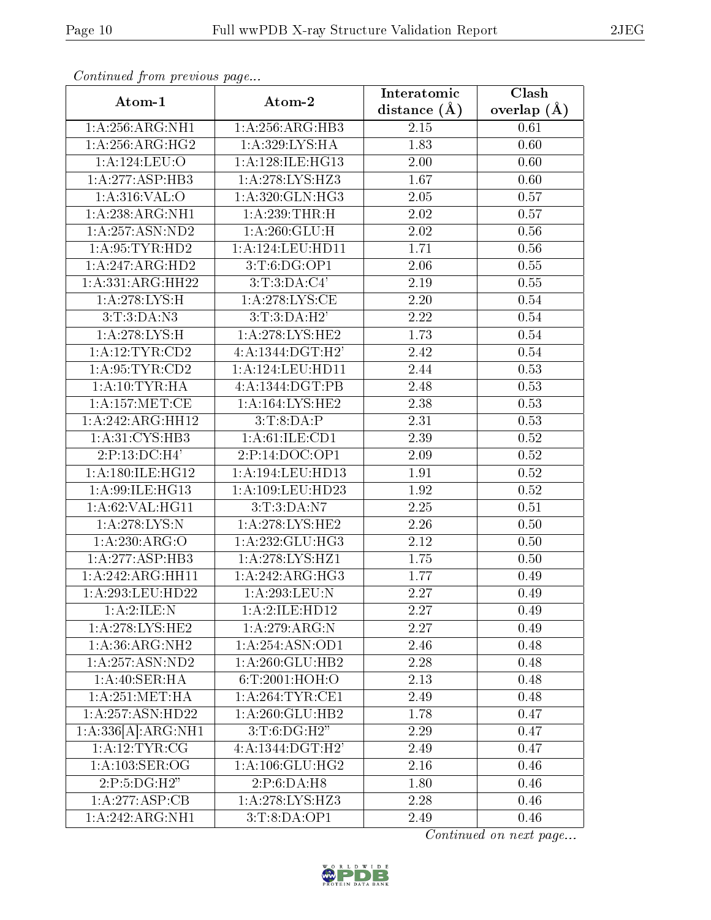*Continued from previous page...*

| Atom-1 | Atom-2 | Interatomic distance (Å) | Clash overlap (Å) |
|---|---|---|---|
| 1:A:256:ARG:NH1 | 1:A:256:ARG:HB3 | 2.15 | 0.61 |
| 1:A:256:ARG:HG2 | 1:A:329:LYS:HA | 1.83 | 0.60 |
| 1:A:124:LEU:O | 1:A:128:ILE:HG13 | 2.00 | 0.60 |
| 1:A:277:ASP:HB3 | 1:A:278:LYS:HZ3 | 1.67 | 0.60 |
| 1:A:316:VAL:O | 1:A:320:GLN:HG3 | 2.05 | 0.57 |
| 1:A:238:ARG:NH1 | 1:A:239:THR:H | 2.02 | 0.57 |
| 1:A:257:ASN:ND2 | 1:A:260:GLU:H | 2.02 | 0.56 |
| 1:A:95:TYR:HD2 | 1:A:124:LEU:HD11 | 1.71 | 0.56 |
| 1:A:247:ARG:HD2 | 3:T:6:DG:OP1 | 2.06 | 0.55 |
| 1:A:331:ARG:HH22 | 3:T:3:DA:C4' | 2.19 | 0.55 |
| 1:A:278:LYS:H | 1:A:278:LYS:CE | 2.20 | 0.54 |
| 3:T:3:DA:N3 | 3:T:3:DA:H2' | 2.22 | 0.54 |
| 1:A:278:LYS:H | 1:A:278:LYS:HE2 | 1.73 | 0.54 |
| 1:A:12:TYR:CD2 | 4:A:1344:DGT:H2' | 2.42 | 0.54 |
| 1:A:95:TYR:CD2 | 1:A:124:LEU:HD11 | 2.44 | 0.53 |
| 1:A:10:TYR:HA | 4:A:1344:DGT:PB | 2.48 | 0.53 |
| 1:A:157:MET:CE | 1:A:164:LYS:HE2 | 2.38 | 0.53 |
| 1:A:242:ARG:HH12 | 3:T:8:DA:P | 2.31 | 0.53 |
| 1:A:31:CYS:HB3 | 1:A:61:ILE:CD1 | 2.39 | 0.52 |
| 2:P:13:DC:H4' | 2:P:14:DOC:OP1 | 2.09 | 0.52 |
| 1:A:180:ILE:HG12 | 1:A:194:LEU:HD13 | 1.91 | 0.52 |
| 1:A:99:ILE:HG13 | 1:A:109:LEU:HD23 | 1.92 | 0.52 |
| 1:A:62:VAL:HG11 | 3:T:3:DA:N7 | 2.25 | 0.51 |
| 1:A:278:LYS:N | 1:A:278:LYS:HE2 | 2.26 | 0.50 |
| 1:A:230:ARG:O | 1:A:232:GLU:HG3 | 2.12 | 0.50 |
| 1:A:277:ASP:HB3 | 1:A:278:LYS:HZ1 | 1.75 | 0.50 |
| 1:A:242:ARG:HH11 | 1:A:242:ARG:HG3 | 1.77 | 0.49 |
| 1:A:293:LEU:HD22 | 1:A:293:LEU:N | 2.27 | 0.49 |
| 1:A:2:ILE:N | 1:A:2:ILE:HD12 | 2.27 | 0.49 |
| 1:A:278:LYS:HE2 | 1:A:279:ARG:N | 2.27 | 0.49 |
| 1:A:36:ARG:NH2 | 1:A:254:ASN:OD1 | 2.46 | 0.48 |
| 1:A:257:ASN:ND2 | 1:A:260:GLU:HB2 | 2.28 | 0.48 |
| 1:A:40:SER:HA | 6:T:2001:HOH:O | 2.13 | 0.48 |
| 1:A:251:MET:HA | 1:A:264:TYR:CE1 | 2.49 | 0.48 |
| 1:A:257:ASN:HD22 | 1:A:260:GLU:HB2 | 1.78 | 0.47 |
| 1:A:336[A]:ARG:NH1 | 3:T:6:DG:H2" | 2.29 | 0.47 |
| 1:A:12:TYR:CG | 4:A:1344:DGT:H2' | 2.49 | 0.47 |
| 1:A:103:SER:OG | 1:A:106:GLU:HG2 | 2.16 | 0.46 |
| 2:P:5:DG:H2" | 2:P:6:DA:H8 | 1.80 | 0.46 |
| 1:A:277:ASP:CB | 1:A:278:LYS:HZ3 | 2.28 | 0.46 |
| 1:A:242:ARG:NH1 | 3:T:8:DA:OP1 | 2.49 | 0.46 |

*Continued on next page...*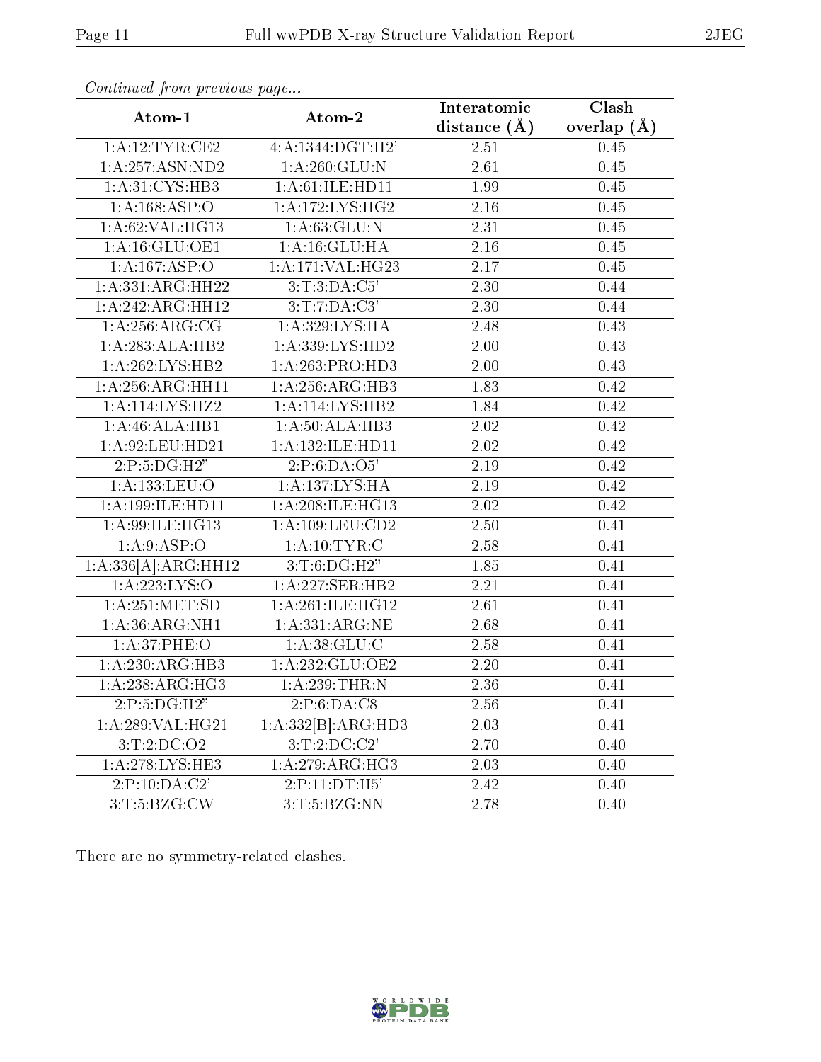*Continued from previous page...*

| Atom-1 | Atom-2 | Interatomic distance (Å) | Clash overlap (Å) |
|---|---|---|---|
| 1:A:12:TYR:CE2 | 4:A:1344:DGT:H2' | 2.51 | 0.45 |
| 1:A:257:ASN:ND2 | 1:A:260:GLU:N | 2.61 | 0.45 |
| 1:A:31:CYS:HB3 | 1:A:61:ILE:HD11 | 1.99 | 0.45 |
| 1:A:168:ASP:O | 1:A:172:LYS:HG2 | 2.16 | 0.45 |
| 1:A:62:VAL:HG13 | 1:A:63:GLU:N | 2.31 | 0.45 |
| 1:A:16:GLU:OE1 | 1:A:16:GLU:HA | 2.16 | 0.45 |
| 1:A:167:ASP:O | 1:A:171:VAL:HG23 | 2.17 | 0.45 |
| 1:A:331:ARG:HH22 | 3:T:3:DA:C5' | 2.30 | 0.44 |
| 1:A:242:ARG:HH12 | 3:T:7:DA:C3' | 2.30 | 0.44 |
| 1:A:256:ARG:CG | 1:A:329:LYS:HA | 2.48 | 0.43 |
| 1:A:283:ALA:HB2 | 1:A:339:LYS:HD2 | 2.00 | 0.43 |
| 1:A:262:LYS:HB2 | 1:A:263:PRO:HD3 | 2.00 | 0.43 |
| 1:A:256:ARG:HH11 | 1:A:256:ARG:HB3 | 1.83 | 0.42 |
| 1:A:114:LYS:HZ2 | 1:A:114:LYS:HB2 | 1.84 | 0.42 |
| 1:A:46:ALA:HB1 | 1:A:50:ALA:HB3 | 2.02 | 0.42 |
| 1:A:92:LEU:HD21 | 1:A:132:ILE:HD11 | 2.02 | 0.42 |
| 2:P:5:DG:H2" | 2:P:6:DA:O5' | 2.19 | 0.42 |
| 1:A:133:LEU:O | 1:A:137:LYS:HA | 2.19 | 0.42 |
| 1:A:199:ILE:HD11 | 1:A:208:ILE:HG13 | 2.02 | 0.42 |
| 1:A:99:ILE:HG13 | 1:A:109:LEU:CD2 | 2.50 | 0.41 |
| 1:A:9:ASP:O | 1:A:10:TYR:C | 2.58 | 0.41 |
| 1:A:336[A]:ARG:HH12 | 3:T:6:DG:H2" | 1.85 | 0.41 |
| 1:A:223:LYS:O | 1:A:227:SER:HB2 | 2.21 | 0.41 |
| 1:A:251:MET:SD | 1:A:261:ILE:HG12 | 2.61 | 0.41 |
| 1:A:36:ARG:NH1 | 1:A:331:ARG:NE | 2.68 | 0.41 |
| 1:A:37:PHE:O | 1:A:38:GLU:C | 2.58 | 0.41 |
| 1:A:230:ARG:HB3 | 1:A:232:GLU:OE2 | 2.20 | 0.41 |
| 1:A:238:ARG:HG3 | 1:A:239:THR:N | 2.36 | 0.41 |
| 2:P:5:DG:H2" | 2:P:6:DA:C8 | 2.56 | 0.41 |
| 1:A:289:VAL:HG21 | 1:A:332[B]:ARG:HD3 | 2.03 | 0.41 |
| 3:T:2:DC:O2 | 3:T:2:DC:C2' | 2.70 | 0.40 |
| 1:A:278:LYS:HE3 | 1:A:279:ARG:HG3 | 2.03 | 0.40 |
| 2:P:10:DA:C2' | 2:P:11:DT:H5' | 2.42 | 0.40 |
| 3:T:5:BZG:CW | 3:T:5:BZG:NN | 2.78 | 0.40 |

There are no symmetry-related clashes.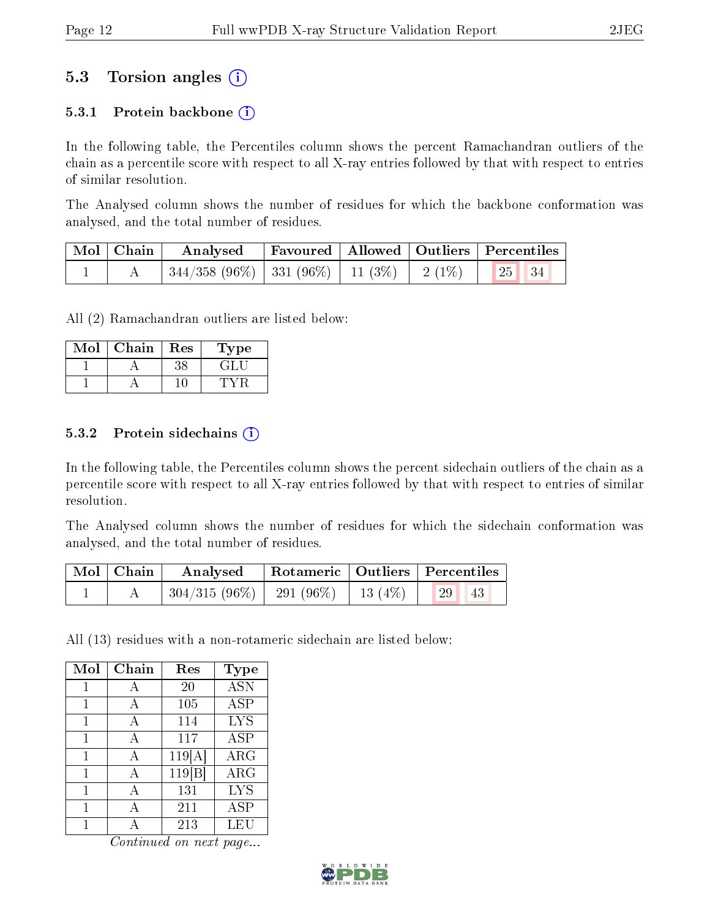## 5.3 Torsion angles (i)

### 5.3.1 Protein backbone (i)

In the following table, the Percentiles column shows the percent Ramachandran outliers of the chain as a percentile score with respect to all X-ray entries followed by that with respect to entries of similar resolution.

The Analysed column shows the number of residues for which the backbone conformation was analysed, and the total number of residues.

| Mol | Chain | Analysed | Favoured | Allowed | Outliers | Percentiles | |
|---|---|---|---|---|---|---|---|
| 1 | A | 344/358 (96%) | 331 (96%) | 11 (3%) | 2 (1%) | 25 | 34 |

All (2) Ramachandran outliers are listed below:

| Mol | Chain | Res | Type |
|---|---|---|---|
| 1 | A | 38 | GLU |
| 1 | A | 10 | TYR |

### 5.3.2 Protein sidechains (i)

In the following table, the Percentiles column shows the percent sidechain outliers of the chain as a percentile score with respect to all X-ray entries followed by that with respect to entries of similar resolution.

The Analysed column shows the number of residues for which the sidechain conformation was analysed, and the total number of residues.

| Mol | Chain | Analysed | Rotameric | Outliers | Percentiles | |
|---|---|---|---|---|---|---|
| 1 | A | 304/315 (96%) | 291 (96%) | 13 (4%) | 29 | 43 |

All (13) residues with a non-rotameric sidechain are listed below:

| Mol | Chain | Res | Type |
|---|---|---|---|
| 1 | A | 20 | ASN |
| 1 | A | 105 | ASP |
| 1 | A | 114 | LYS |
| 1 | A | 117 | ASP |
| 1 | A | 119[A] | ARG |
| 1 | A | 119[B] | ARG |
| 1 | A | 131 | LYS |
| 1 | A | 211 | ASP |
| 1 | A | 213 | LEU |

*Continued on next page...*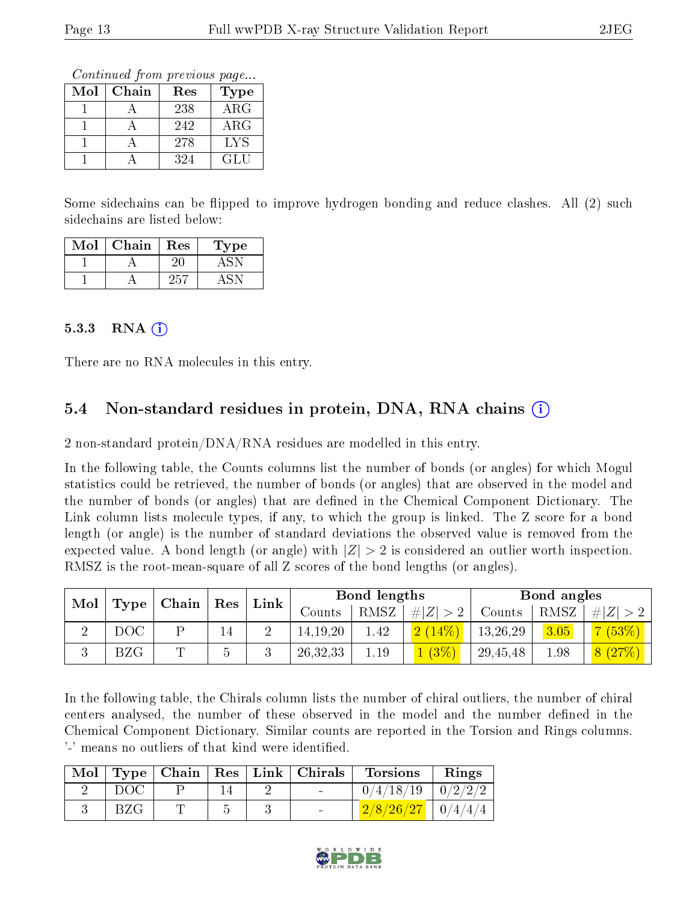*Continued from previous page...*

| Mol | Chain | Res | Type |
|---|---|---|---|
| 1 | A | 238 | ARG |
| 1 | A | 242 | ARG |
| 1 | A | 278 | LYS |
| 1 | A | 324 | GLU |

Some sidechains can be flipped to improve hydrogen bonding and reduce clashes. All (2) such sidechains are listed below:

| Mol | Chain | Res | Type |
|---|---|---|---|
| 1 | A | 20 | ASN |
| 1 | A | 257 | ASN |

### 5.3.3 RNA

There are no RNA molecules in this entry.

## 5.4 Non-standard residues in protein, DNA, RNA chains

2 non-standard protein/DNA/RNA residues are modelled in this entry.

In the following table, the Counts columns list the number of bonds (or angles) for which Mogul statistics could be retrieved, the number of bonds (or angles) that are observed in the model and the number of bonds (or angles) that are defined in the Chemical Component Dictionary. The Link column lists molecule types, if any, to which the group is linked. The Z score for a bond length (or angle) is the number of standard deviations the observed value is removed from the expected value. A bond length (or angle) with $|Z| > 2$ is considered an outlier worth inspection. RMSZ is the root-mean-square of all Z scores of the bond lengths (or angles).

| Mol | Type | Chain | Res | Link | Bond lengths | | | Bond angles | | |
|---|---|---|---|---|---|---|---|---|---|---|
| | | | | | Counts | RMSZ | $\#\|Z\| > 2$ | Counts | RMSZ | $\#\|Z\| > 2$ |
| 2 | DOC | P | 14 | 2 | 14,19,20 | 1.42 | 2 (14%) | 13,26,29 | 3.05 | 7 (53%) |
| 3 | BZG | T | 5 | 3 | 26,32,33 | 1.19 | 1 (3%) | 29,45,48 | 1.98 | 8 (27%) |

In the following table, the Chirals column lists the number of chiral outliers, the number of chiral centers analysed, the number of these observed in the model and the number defined in the Chemical Component Dictionary. Similar counts are reported in the Torsion and Rings columns. '-' means no outliers of that kind were identified.

| Mol | Type | Chain | Res | Link | Chirals | Torsions | Rings |
|---|---|---|---|---|---|---|---|
| 2 | DOC | P | 14 | 2 | - | 0/4/18/19 | 0/2/2/2 |
| 3 | BZG | T | 5 | 3 | - | 2/8/26/27 | 0/4/4/4 |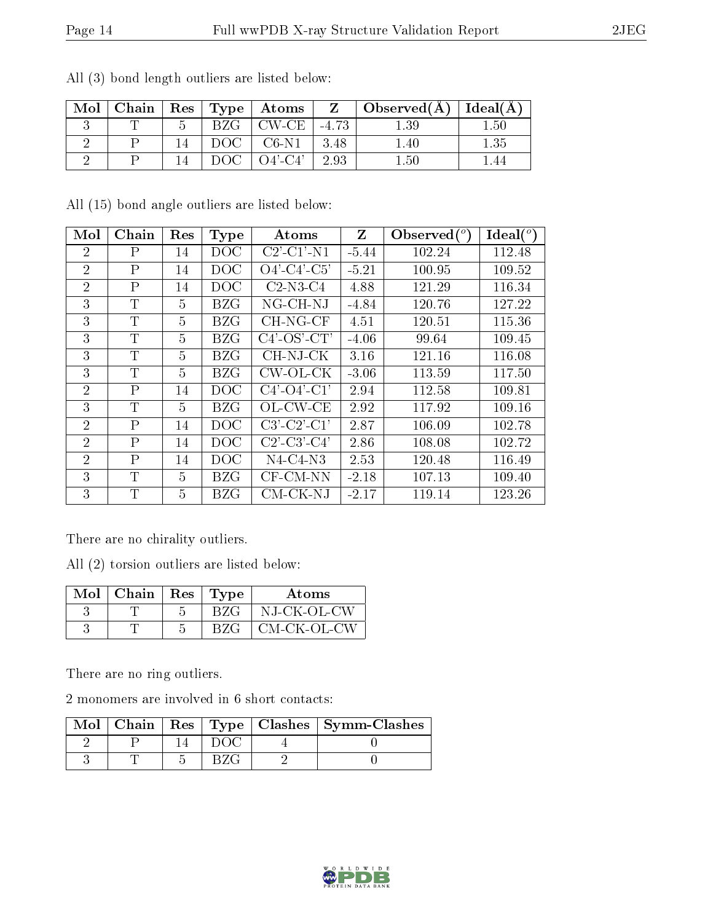All (3) bond length outliers are listed below:

| Mol | Chain | Res | Type | Atoms | Z | Observed(Å) | Ideal(Å) |
|---|---|---|---|---|---|---|---|
| 3 | T | 5 | BZG | CW-CE | -4.73 | 1.39 | 1.50 |
| 2 | P | 14 | DOC | C6-N1 | 3.48 | 1.40 | 1.35 |
| 2 | P | 14 | DOC | O4'-C4' | 2.93 | 1.50 | 1.44 |

All (15) bond angle outliers are listed below:

| Mol | Chain | Res | Type | Atoms | Z | Observed(°) | Ideal(°) |
|---|---|---|---|---|---|---|---|
| 2 | P | 14 | DOC | C2'-C1'-N1 | -5.44 | 102.24 | 112.48 |
| 2 | P | 14 | DOC | O4'-C4'-C5' | -5.21 | 100.95 | 109.52 |
| 2 | P | 14 | DOC | C2-N3-C4 | 4.88 | 121.29 | 116.34 |
| 3 | T | 5 | BZG | NG-CH-NJ | -4.84 | 120.76 | 127.22 |
| 3 | T | 5 | BZG | CH-NG-CF | 4.51 | 120.51 | 115.36 |
| 3 | T | 5 | BZG | C4'-OS'-CT' | -4.06 | 99.64 | 109.45 |
| 3 | T | 5 | BZG | CH-NJ-CK | 3.16 | 121.16 | 116.08 |
| 3 | T | 5 | BZG | CW-OL-CK | -3.06 | 113.59 | 117.50 |
| 2 | P | 14 | DOC | C4'-O4'-C1' | 2.94 | 112.58 | 109.81 |
| 3 | T | 5 | BZG | OL-CW-CE | 2.92 | 117.92 | 109.16 |
| 2 | P | 14 | DOC | C3'-C2'-C1' | 2.87 | 106.09 | 102.78 |
| 2 | P | 14 | DOC | C2'-C3'-C4' | 2.86 | 108.08 | 102.72 |
| 2 | P | 14 | DOC | N4-C4-N3 | 2.53 | 120.48 | 116.49 |
| 3 | T | 5 | BZG | CF-CM-NN | -2.18 | 107.13 | 109.40 |
| 3 | T | 5 | BZG | CM-CK-NJ | -2.17 | 119.14 | 123.26 |

There are no chirality outliers.

All (2) torsion outliers are listed below:

| Mol | Chain | Res | Type | Atoms |
|---|---|---|---|---|
| 3 | T | 5 | BZG | NJ-CK-OL-CW |
| 3 | T | 5 | BZG | CM-CK-OL-CW |

There are no ring outliers.

2 monomers are involved in 6 short contacts:

| Mol | Chain | Res | Type | Clashes | Symm-Clashes |
|---|---|---|---|---|---|
| 2 | P | 14 | DOC | 4 | 0 |
| 3 | T | 5 | BZG | 2 | 0 |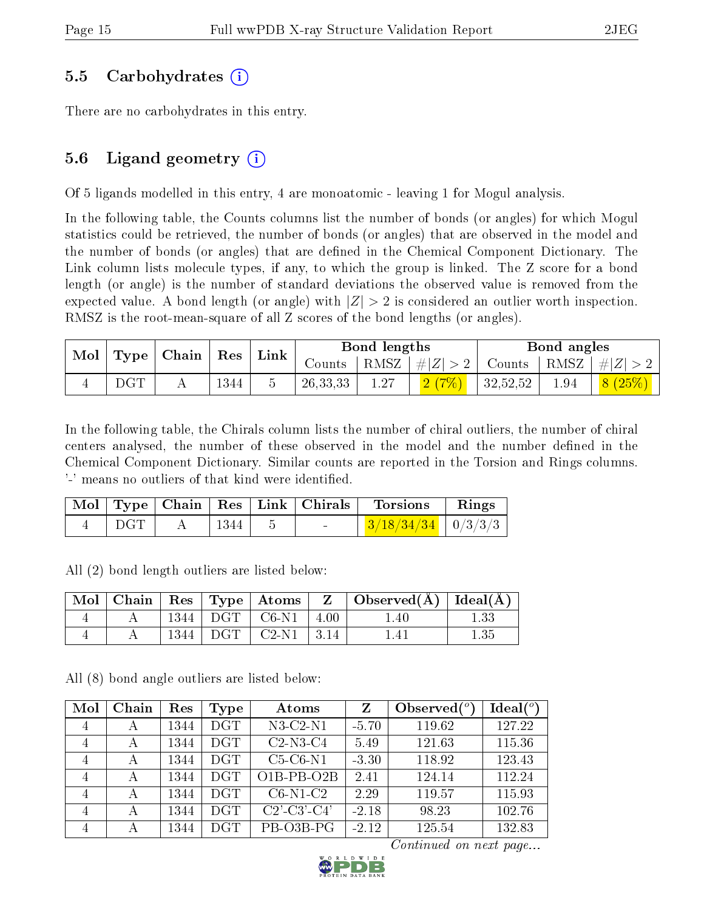### 5.5 Carbohydrates (i)

There are no carbohydrates in this entry.

### 5.6 Ligand geometry (i)

Of 5 ligands modelled in this entry, 4 are monoatomic - leaving 1 for Mogul analysis.

In the following table, the Counts columns list the number of bonds (or angles) for which Mogul statistics could be retrieved, the number of bonds (or angles) that are observed in the model and the number of bonds (or angles) that are defined in the Chemical Component Dictionary. The Link column lists molecule types, if any, to which the group is linked. The Z score for a bond length (or angle) is the number of standard deviations the observed value is removed from the expected value. A bond length (or angle) with $|Z| > 2$ is considered an outlier worth inspection. RMSZ is the root-mean-square of all Z scores of the bond lengths (or angles).

| Mol | Type | Chain | Res | Link | Bond lengths | | | Bond angles | | |
|---|---|---|---|---|---|---|---|---|---|---|
| | | | | | Counts | RMSZ | #\|Z\| > 2 | Counts | RMSZ | #\|Z\| > 2 |
| 4 | DGT | A | 1344 | 5 | 26,33,33 | 1.27 | 2 (7%) | 32,52,52 | 1.94 | 8 (25%) |

In the following table, the Chirals column lists the number of chiral outliers, the number of chiral centers analysed, the number of these observed in the model and the number defined in the Chemical Component Dictionary. Similar counts are reported in the Torsion and Rings columns. '-' means no outliers of that kind were identified.

| Mol | Type | Chain | Res | Link | Chirals | Torsions | Rings |
|---|---|---|---|---|---|---|---|
| 4 | DGT | A | 1344 | 5 | - | 3/18/34/34 | 0/3/3/3 |

All (2) bond length outliers are listed below:

| Mol | Chain | Res | Type | Atoms | Z | Observed(Å) | Ideal(Å) |
|---|---|---|---|---|---|---|---|
| 4 | A | 1344 | DGT | C6-N1 | 4.00 | 1.40 | 1.33 |
| 4 | A | 1344 | DGT | C2-N1 | 3.14 | 1.41 | 1.35 |

All (8) bond angle outliers are listed below:

| Mol | Chain | Res | Type | Atoms | Z | Observed(°) | Ideal(°) |
|---|---|---|---|---|---|---|---|
| 4 | A | 1344 | DGT | N3-C2-N1 | -5.70 | 119.62 | 127.22 |
| 4 | A | 1344 | DGT | C2-N3-C4 | 5.49 | 121.63 | 115.36 |
| 4 | A | 1344 | DGT | C5-C6-N1 | -3.30 | 118.92 | 123.43 |
| 4 | A | 1344 | DGT | O1B-PB-O2B | 2.41 | 124.14 | 112.24 |
| 4 | A | 1344 | DGT | C6-N1-C2 | 2.29 | 119.57 | 115.93 |
| 4 | A | 1344 | DGT | C2'-C3'-C4' | -2.18 | 98.23 | 102.76 |
| 4 | A | 1344 | DGT | PB-O3B-PG | -2.12 | 125.54 | 132.83 |

*Continued on next page...*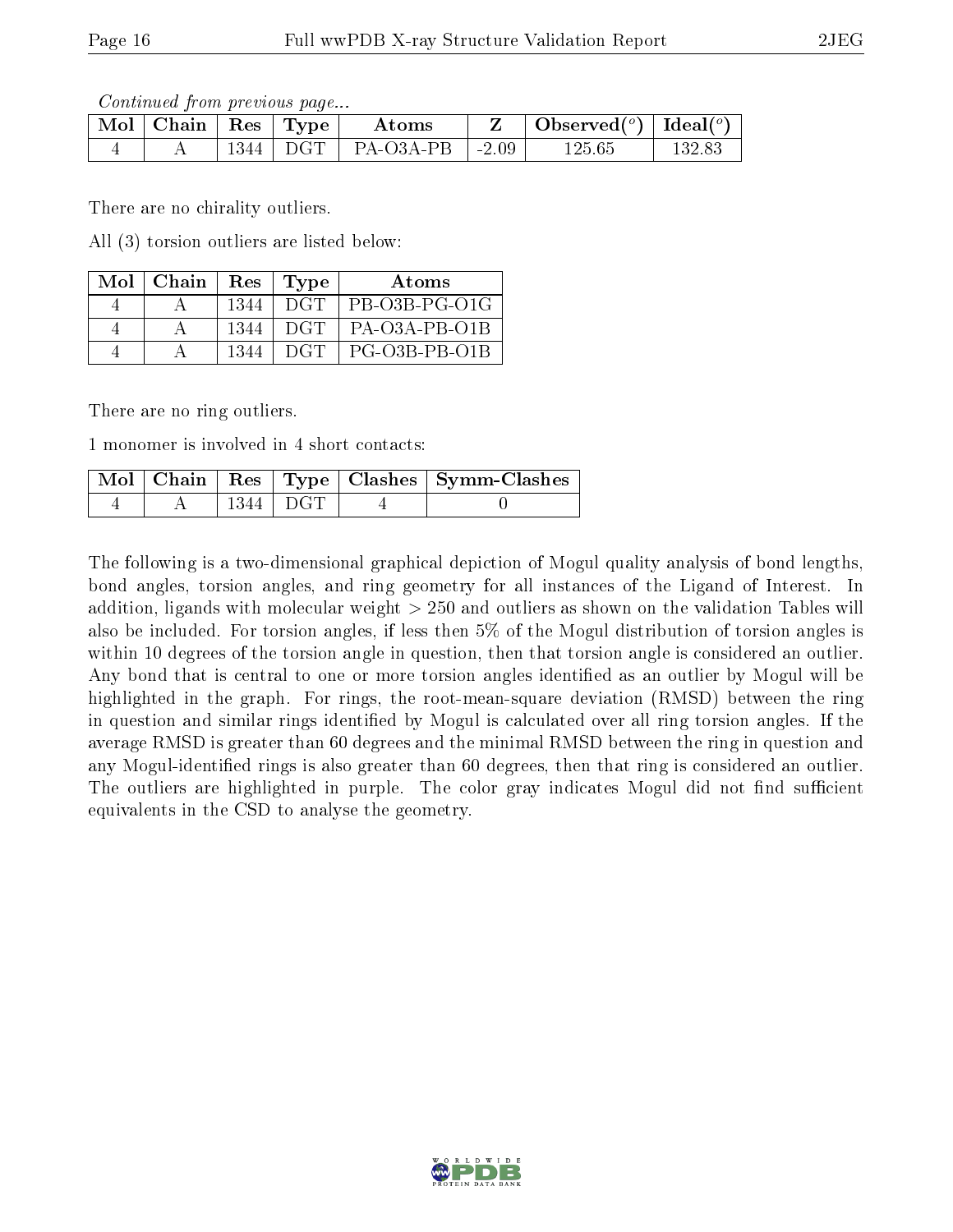*Continued from previous page...*

| Mol | Chain | Res | Type | Atoms | Z | Observed(°) | Ideal(°) |
|---|---|---|---|---|---|---|---|
| 4 | A | 1344 | DGT | PA-O3A-PB | -2.09 | 125.65 | 132.83 |

There are no chirality outliers.

All (3) torsion outliers are listed below:

| Mol | Chain | Res | Type | Atoms |
|---|---|---|---|---|
| 4 | A | 1344 | DGT | PB-O3B-PG-O1G |
| 4 | A | 1344 | DGT | PA-O3A-PB-O1B |
| 4 | A | 1344 | DGT | PG-O3B-PB-O1B |

There are no ring outliers.

1 monomer is involved in 4 short contacts:

| Mol | Chain | Res | Type | Clashes | Symm-Clashes |
|---|---|---|---|---|---|
| 4 | A | 1344 | DGT | 4 | 0 |

The following is a two-dimensional graphical depiction of Mogul quality analysis of bond lengths, bond angles, torsion angles, and ring geometry for all instances of the Ligand of Interest. In addition, ligands with molecular weight > 250 and outliers as shown on the validation Tables will also be included. For torsion angles, if less then 5% of the Mogul distribution of torsion angles is within 10 degrees of the torsion angle in question, then that torsion angle is considered an outlier. Any bond that is central to one or more torsion angles identified as an outlier by Mogul will be highlighted in the graph. For rings, the root-mean-square deviation (RMSD) between the ring in question and similar rings identified by Mogul is calculated over all ring torsion angles. If the average RMSD is greater than 60 degrees and the minimal RMSD between the ring in question and any Mogul-identified rings is also greater than 60 degrees, then that ring is considered an outlier. The outliers are highlighted in purple. The color gray indicates Mogul did not find sufficient equivalents in the CSD to analyse the geometry.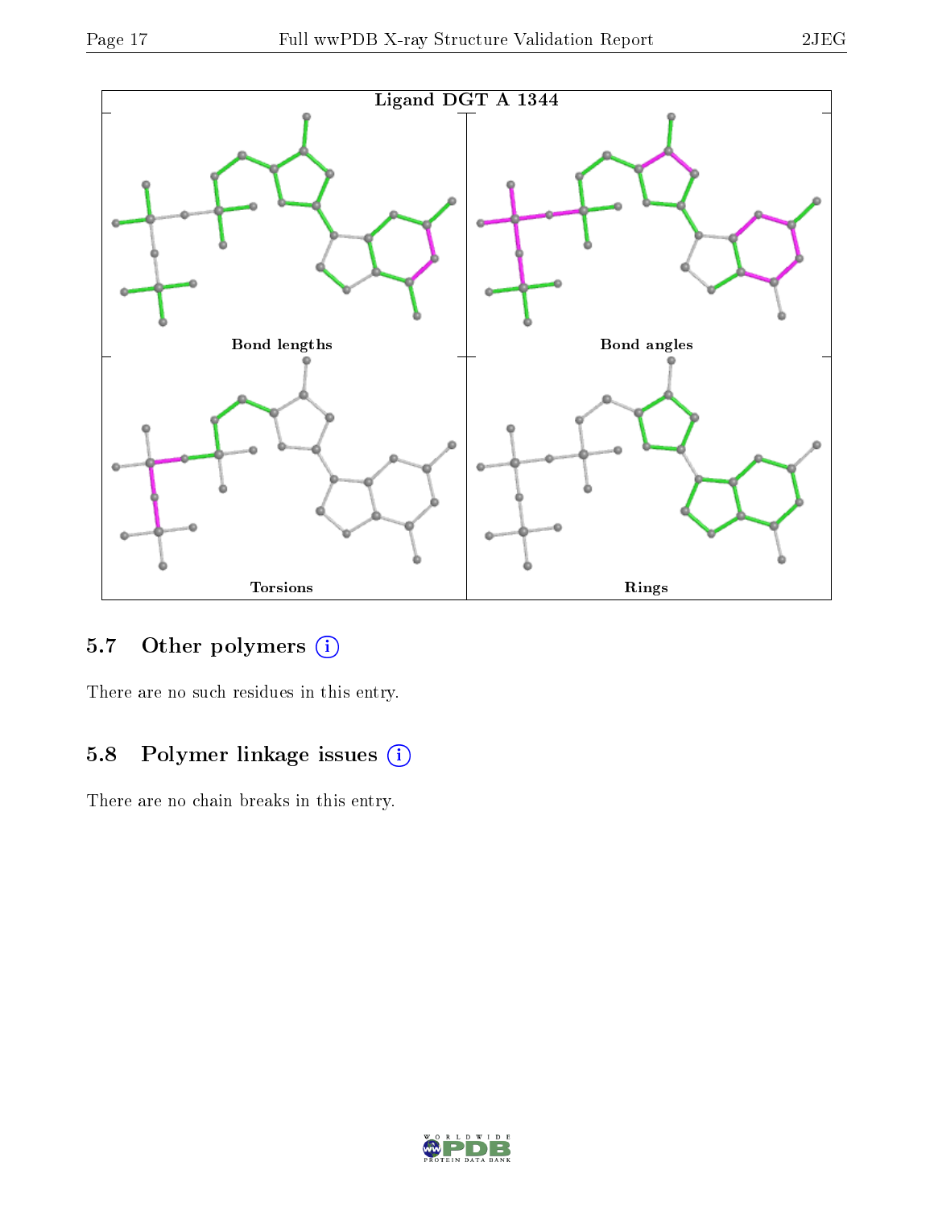Ligand DGT A 1344

Bond lengths

Bond angles

Torsions

Rings

### 5.7 Other polymers

There are no such residues in this entry.

### 5.8 Polymer linkage issues

There are no chain breaks in this entry.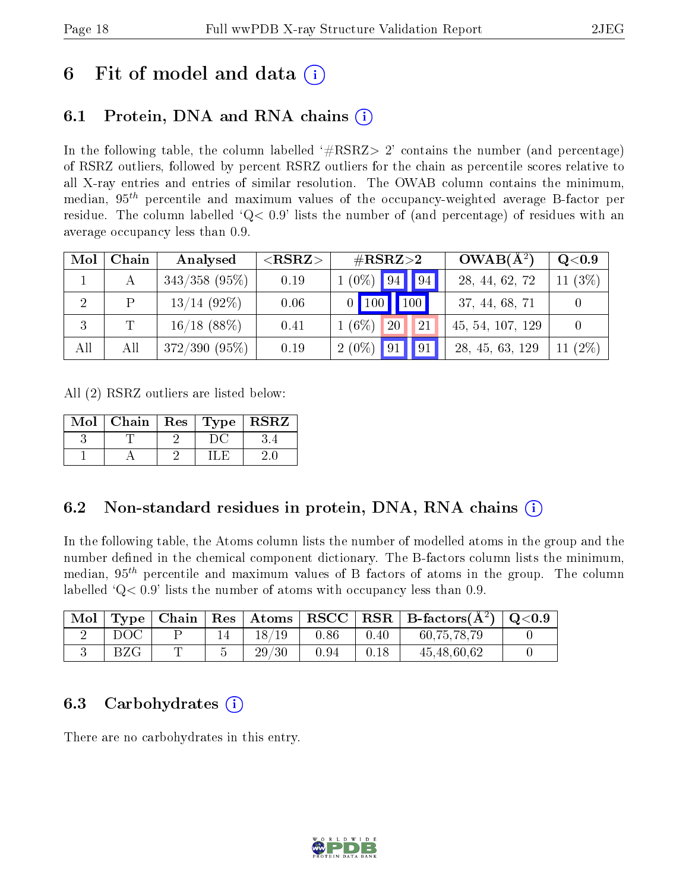# 6 Fit of model and data (i)

## 6.1 Protein, DNA and RNA chains (i)

In the following table, the column labelled '#RSRZ> 2' contains the number (and percentage) of RSRZ outliers, followed by percent RSRZ outliers for the chain as percentile scores relative to all X-ray entries and entries of similar resolution. The OWAB column contains the minimum, median, $95^{th}$ percentile and maximum values of the occupancy-weighted average B-factor per residue. The column labelled 'Q< 0.9' lists the number of (and percentage) of residues with an average occupancy less than 0.9.

| Mol | Chain | Analysed | <RSRZ> | #RSRZ>2 | | | OWAB($Å^2$) | Q<0.9 |
|---|---|---|---|---|---|---|---|---|
| 1 | A | 343/358 (95%) | 0.19 | 1 (0%) | 94 | 94 | 28, 44, 62, 72 | 11 (3%) |
| 2 | P | 13/14 (92%) | 0.06 | 0 | 100 | 100 | 37, 44, 68, 71 | 0 |
| 3 | T | 16/18 (88%) | 0.41 | 1 (6%) | 20 | 21 | 45, 54, 107, 129 | 0 |
| All | All | 372/390 (95%) | 0.19 | 2 (0%) | 91 | 91 | 28, 45, 63, 129 | 11 (2%) |

All (2) RSRZ outliers are listed below:

| Mol | Chain | Res | Type | RSRZ |
|---|---|---|---|---|
| 3 | T | 2 | DC | 3.4 |
| 1 | A | 2 | ILE | 2.0 |

## 6.2 Non-standard residues in protein, DNA, RNA chains (i)

In the following table, the Atoms column lists the number of modelled atoms in the group and the number defined in the chemical component dictionary. The B-factors column lists the minimum, median, $95^{th}$ percentile and maximum values of B factors of atoms in the group. The column labelled 'Q< 0.9' lists the number of atoms with occupancy less than 0.9.

| Mol | Type | Chain | Res | Atoms | RSCC | RSR | B-factors($Å^2$) | Q<0.9 |
|---|---|---|---|---|---|---|---|---|
| 2 | DOC | P | 14 | 18/19 | 0.86 | 0.40 | 60,75,78,79 | 0 |
| 3 | BZG | T | 5 | 29/30 | 0.94 | 0.18 | 45,48,60,62 | 0 |

## 6.3 Carbohydrates (i)

There are no carbohydrates in this entry.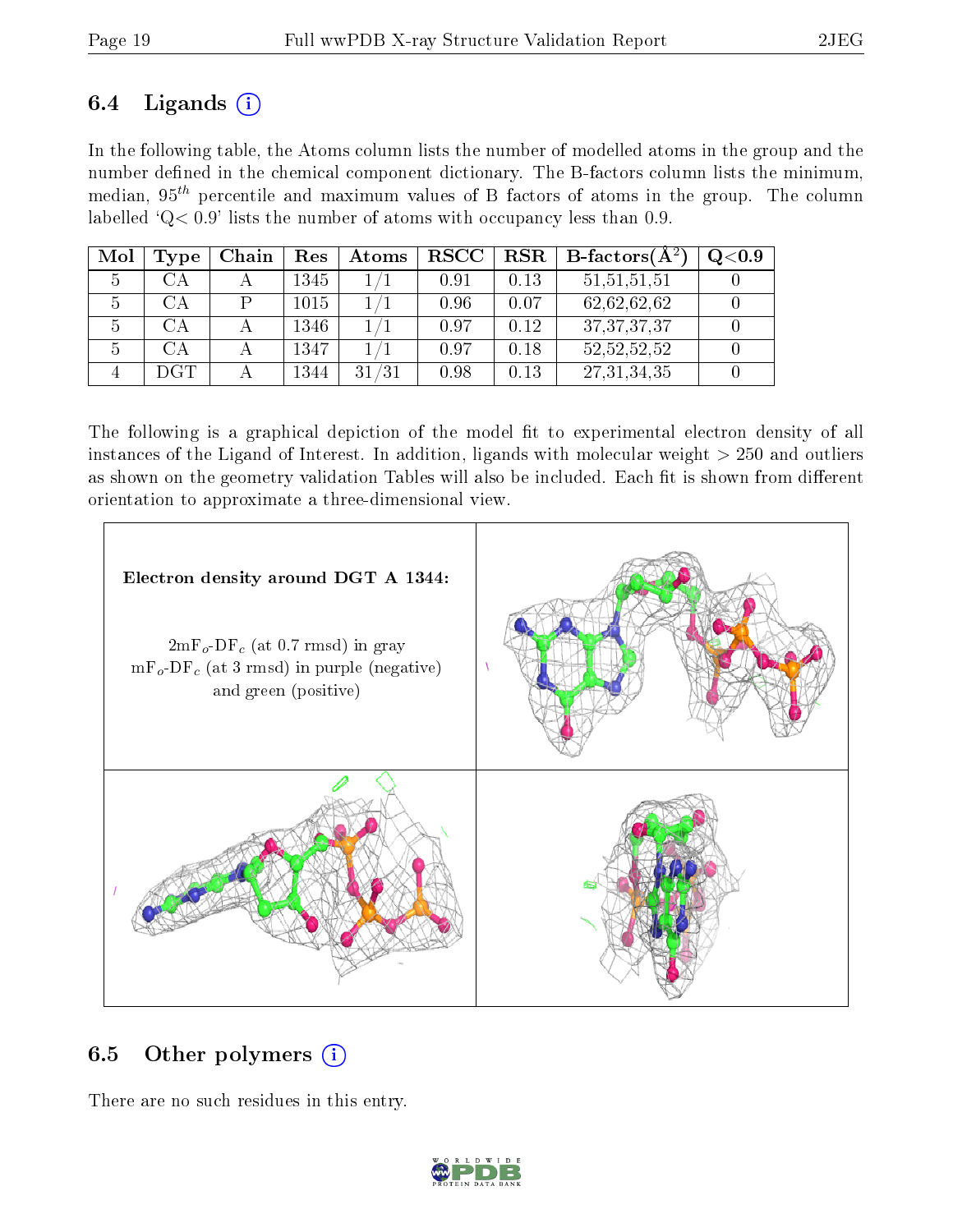## 6.4 Ligands

In the following table, the Atoms column lists the number of modelled atoms in the group and the number defined in the chemical component dictionary. The B-factors column lists the minimum, median, $95^{th}$ percentile and maximum values of B factors of atoms in the group. The column labelled 'Q< 0.9' lists the number of atoms with occupancy less than 0.9.

| Mol | Type | Chain | Res | Atoms | RSCC | RSR | B-factors($Å^2$) | Q<0.9 |
|---|---|---|---|---|---|---|---|---|
| 5 | CA | A | 1345 | 1/1 | 0.91 | 0.13 | 51,51,51,51 | 0 |
| 5 | CA | P | 1015 | 1/1 | 0.96 | 0.07 | 62,62,62,62 | 0 |
| 5 | CA | A | 1346 | 1/1 | 0.97 | 0.12 | 37,37,37,37 | 0 |
| 5 | CA | A | 1347 | 1/1 | 0.97 | 0.18 | 52,52,52,52 | 0 |
| 4 | DGT | A | 1344 | 31/31 | 0.98 | 0.13 | 27,31,34,35 | 0 |

The following is a graphical depiction of the model fit to experimental electron density of all instances of the Ligand of Interest. In addition, ligands with molecular weight > 250 and outliers as shown on the geometry validation Tables will also be included. Each fit is shown from different orientation to approximate a three-dimensional view.

**Electron density around DGT A 1344:**

$2mF_o$-$DF_c$ (at 0.7 rmsd) in gray
$mF_o$-$DF_c$ (at 3 rmsd) in purple (negative)
and green (positive)

## 6.5 Other polymers

There are no such residues in this entry.